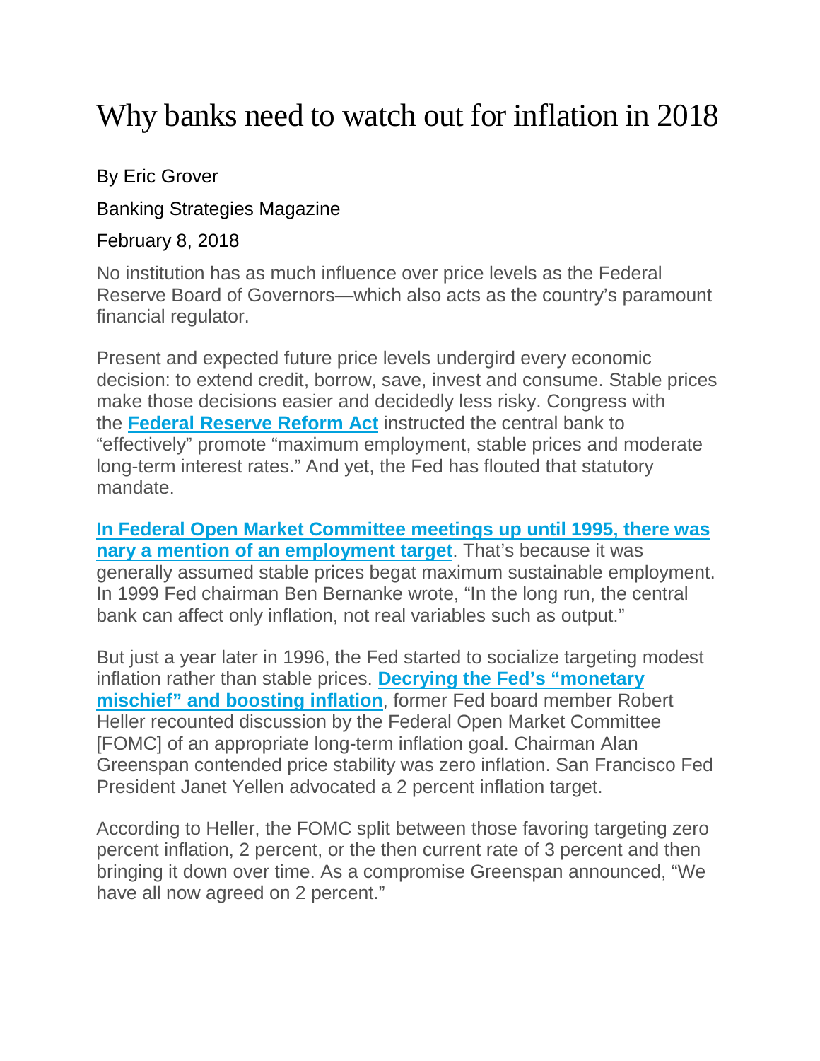# Why banks need to watch out for inflation in 2018

By Eric Grover

Banking Strategies Magazine

February 8, 2018

No institution has as much influence over price levels as the Federal Reserve Board of Governors—which also acts as the country's paramount financial regulator.

Present and expected future price levels undergird every economic decision: to extend credit, borrow, save, invest and consume. Stable prices make those decisions easier and decidedly less risky. Congress with the **Federal Reserve Reform Act** instructed the central bank to "effectively" promote "maximum employment, stable prices and moderate long-term interest rates." And yet, the Fed has flouted that statutory mandate.

**In Federal Open Market Committee meetings up until 1995, there was nary a mention of an employment target**. That's because it was generally assumed stable prices begat maximum sustainable employment. In 1999 Fed chairman Ben Bernanke wrote, "In the long run, the central bank can affect only inflation, not real variables such as output."

But just a year later in 1996, the Fed started to socialize targeting modest inflation rather than stable prices. **Decrying the Fed's "monetary mischief" and boosting inflation**, former Fed board member Robert Heller recounted discussion by the Federal Open Market Committee [FOMC] of an appropriate long-term inflation goal. Chairman Alan Greenspan contended price stability was zero inflation. San Francisco Fed President Janet Yellen advocated a 2 percent inflation target.

According to Heller, the FOMC split between those favoring targeting zero percent inflation, 2 percent, or the then current rate of 3 percent and then bringing it down over time. As a compromise Greenspan announced, "We have all now agreed on 2 percent."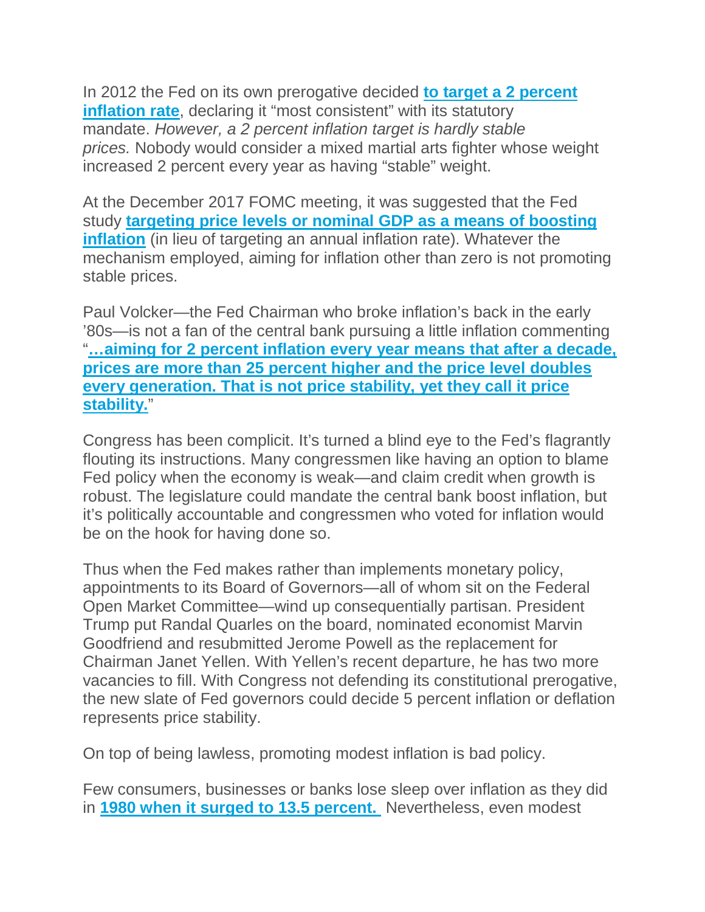In 2012 the Fed on its own prerogative decided **to target a 2 percent inflation rate**, declaring it "most consistent" with its statutory mandate. *However, a 2 percent inflation target is hardly stable prices.* Nobody would consider a mixed martial arts fighter whose weight increased 2 percent every year as having "stable" weight.

At the December 2017 FOMC meeting, it was suggested that the Fed study **targeting price levels or nominal GDP as a means of boosting inflation** (in lieu of targeting an annual inflation rate). Whatever the mechanism employed, aiming for inflation other than zero is not promoting stable prices.

Paul Volcker—the Fed Chairman who broke inflation's back in the early '80s—is not a fan of the central bank pursuing a little inflation commenting "**…aiming for 2 percent inflation every year means that after a decade, prices are more than 25 percent higher and the price level doubles every generation. That is not price stability, yet they call it price stability.**"

Congress has been complicit. It's turned a blind eye to the Fed's flagrantly flouting its instructions. Many congressmen like having an option to blame Fed policy when the economy is weak—and claim credit when growth is robust. The legislature could mandate the central bank boost inflation, but it's politically accountable and congressmen who voted for inflation would be on the hook for having done so.

Thus when the Fed makes rather than implements monetary policy, appointments to its Board of Governors—all of whom sit on the Federal Open Market Committee—wind up consequentially partisan. President Trump put Randal Quarles on the board, nominated economist Marvin Goodfriend and resubmitted Jerome Powell as the replacement for Chairman Janet Yellen. With Yellen's recent departure, he has two more vacancies to fill. With Congress not defending its constitutional prerogative, the new slate of Fed governors could decide 5 percent inflation or deflation represents price stability.

On top of being lawless, promoting modest inflation is bad policy.

Few consumers, businesses or banks lose sleep over inflation as they did in **1980 when it surged to 13.5 percent.** Nevertheless, even modest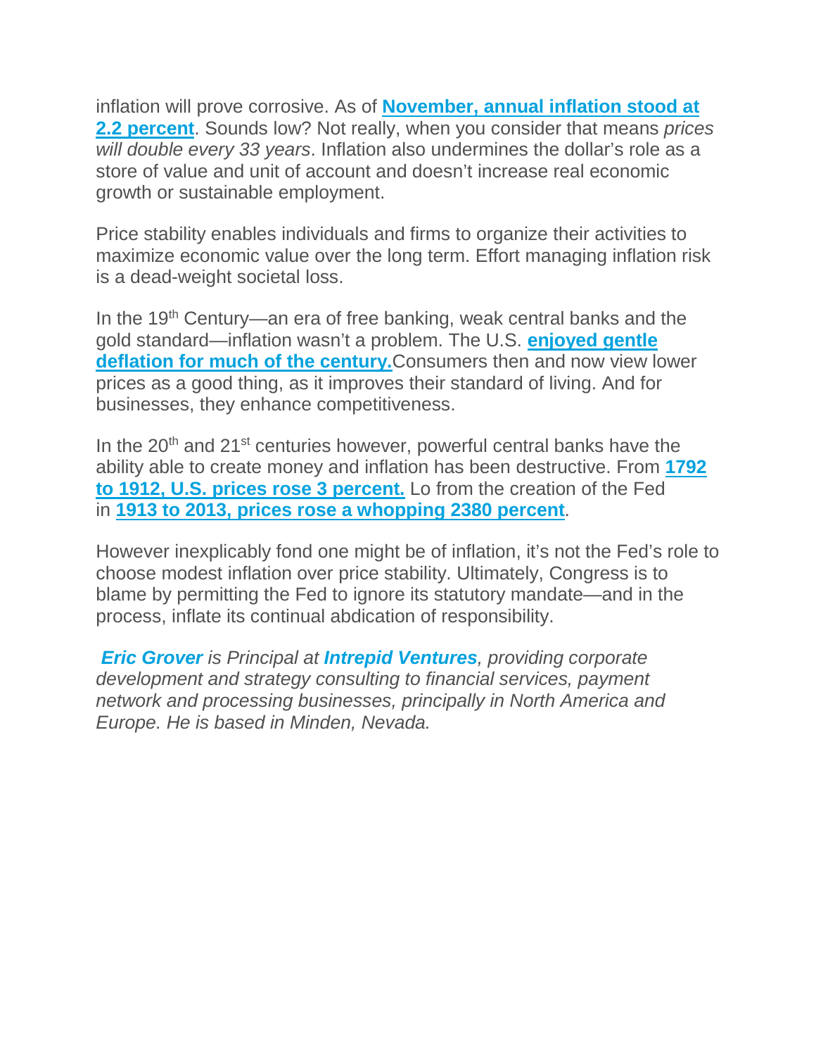inflation will prove corrosive. As of **November, annual inflation stood at 2.2 percent**. Sounds low? Not really, when you consider that means *prices will double every 33 years*. Inflation also undermines the dollar's role as a store of value and unit of account and doesn't increase real economic growth or sustainable employment.

Price stability enables individuals and firms to organize their activities to maximize economic value over the long term. Effort managing inflation risk is a dead-weight societal loss.

In the 19th Century—an era of free banking, weak central banks and the gold standard—inflation wasn't a problem. The U.S. **enjoyed gentle deflation for much of the century.**Consumers then and now view lower prices as a good thing, as it improves their standard of living. And for businesses, they enhance competitiveness.

In the 20th and 21st centuries however, powerful central banks have the ability able to create money and inflation has been destructive. From **1792 to 1912, U.S. prices rose 3 percent.** Lo from the creation of the Fed in **1913 to 2013, prices rose a whopping 2380 percent**.

However inexplicably fond one might be of inflation, it's not the Fed's role to choose modest inflation over price stability. Ultimately, Congress is to blame by permitting the Fed to ignore its statutory mandate—and in the process, inflate its continual abdication of responsibility.

***Eric Grover*** *is Principal at* ***Intrepid Ventures****, providing corporate development and strategy consulting to financial services, payment network and processing businesses, principally in North America and Europe. He is based in Minden, Nevada.*